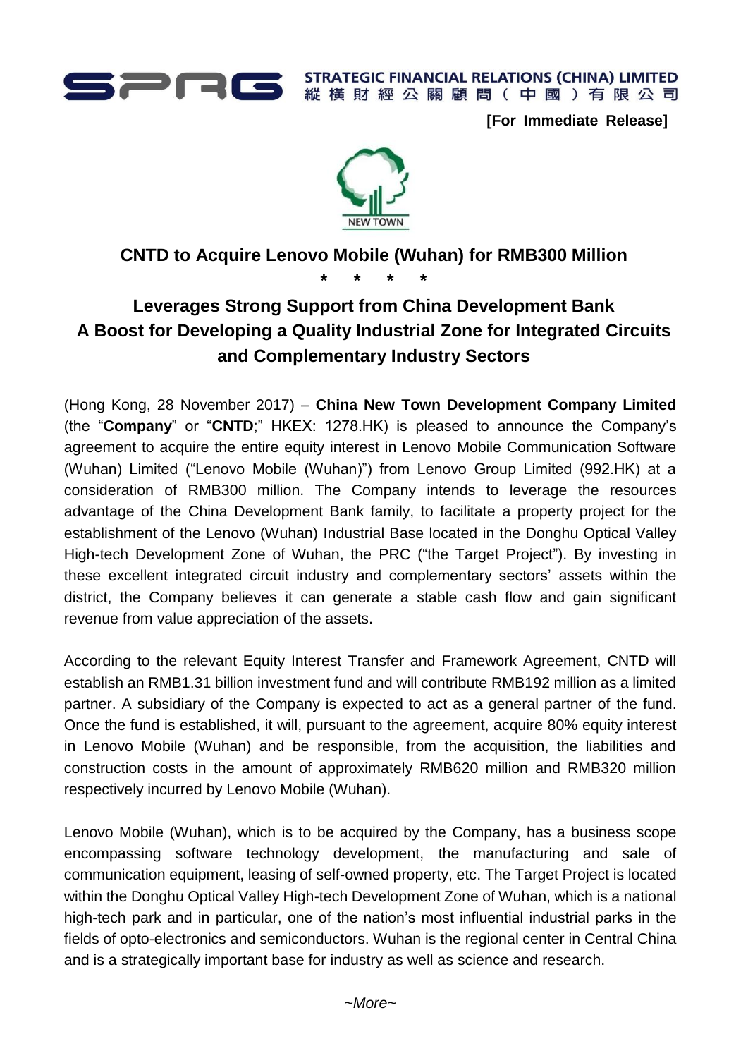STRATEGIC FINANCIAL RELATIONS (CHINA) LIMITED
縱橫財經公關顧問（中國）有限公司

**[For Immediate Release]**

NEW TOWN

# CNTD to Acquire Lenovo Mobile (Wuhan) for RMB300 Million

\* \* \* \*

## Leverages Strong Support from China Development Bank
## A Boost for Developing a Quality Industrial Zone for Integrated Circuits and Complementary Industry Sectors

(Hong Kong, 28 November 2017) – **China New Town Development Company Limited** (the "**Company**" or "**CNTD**;" HKEX: 1278.HK) is pleased to announce the Company's agreement to acquire the entire equity interest in Lenovo Mobile Communication Software (Wuhan) Limited ("Lenovo Mobile (Wuhan)") from Lenovo Group Limited (992.HK) at a consideration of RMB300 million. The Company intends to leverage the resources advantage of the China Development Bank family, to facilitate a property project for the establishment of the Lenovo (Wuhan) Industrial Base located in the Donghu Optical Valley High-tech Development Zone of Wuhan, the PRC ("the Target Project"). By investing in these excellent integrated circuit industry and complementary sectors' assets within the district, the Company believes it can generate a stable cash flow and gain significant revenue from value appreciation of the assets.

According to the relevant Equity Interest Transfer and Framework Agreement, CNTD will establish an RMB1.31 billion investment fund and will contribute RMB192 million as a limited partner. A subsidiary of the Company is expected to act as a general partner of the fund. Once the fund is established, it will, pursuant to the agreement, acquire 80% equity interest in Lenovo Mobile (Wuhan) and be responsible, from the acquisition, the liabilities and construction costs in the amount of approximately RMB620 million and RMB320 million respectively incurred by Lenovo Mobile (Wuhan).

Lenovo Mobile (Wuhan), which is to be acquired by the Company, has a business scope encompassing software technology development, the manufacturing and sale of communication equipment, leasing of self-owned property, etc. The Target Project is located within the Donghu Optical Valley High-tech Development Zone of Wuhan, which is a national high-tech park and in particular, one of the nation's most influential industrial parks in the fields of opto-electronics and semiconductors. Wuhan is the regional center in Central China and is a strategically important base for industry as well as science and research.

*~More~*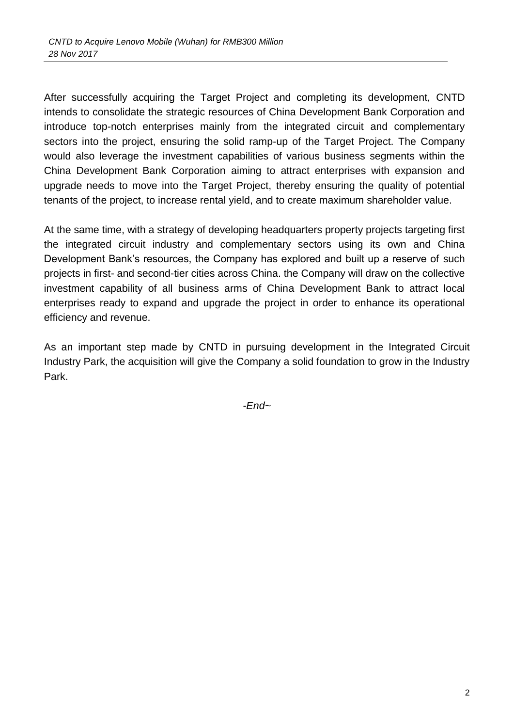After successfully acquiring the Target Project and completing its development, CNTD intends to consolidate the strategic resources of China Development Bank Corporation and introduce top-notch enterprises mainly from the integrated circuit and complementary sectors into the project, ensuring the solid ramp-up of the Target Project. The Company would also leverage the investment capabilities of various business segments within the China Development Bank Corporation aiming to attract enterprises with expansion and upgrade needs to move into the Target Project, thereby ensuring the quality of potential tenants of the project, to increase rental yield, and to create maximum shareholder value.

At the same time, with a strategy of developing headquarters property projects targeting first the integrated circuit industry and complementary sectors using its own and China Development Bank's resources, the Company has explored and built up a reserve of such projects in first- and second-tier cities across China. the Company will draw on the collective investment capability of all business arms of China Development Bank to attract local enterprises ready to expand and upgrade the project in order to enhance its operational efficiency and revenue.

As an important step made by CNTD in pursuing development in the Integrated Circuit Industry Park, the acquisition will give the Company a solid foundation to grow in the Industry Park.

*-End~*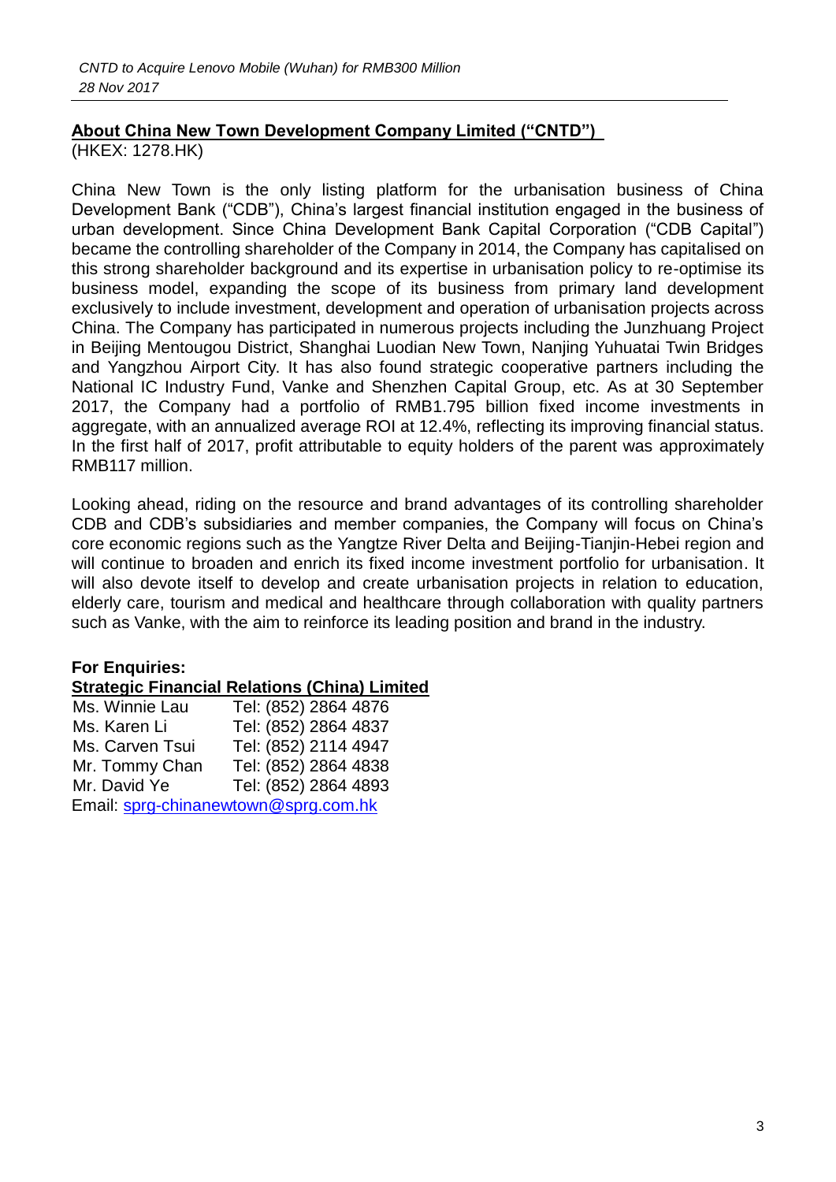## About China New Town Development Company Limited ("CNTD")

(HKEX: 1278.HK)

China New Town is the only listing platform for the urbanisation business of China Development Bank ("CDB"), China's largest financial institution engaged in the business of urban development. Since China Development Bank Capital Corporation ("CDB Capital") became the controlling shareholder of the Company in 2014, the Company has capitalised on this strong shareholder background and its expertise in urbanisation policy to re-optimise its business model, expanding the scope of its business from primary land development exclusively to include investment, development and operation of urbanisation projects across China. The Company has participated in numerous projects including the Junzhuang Project in Beijing Mentougou District, Shanghai Luodian New Town, Nanjing Yuhuatai Twin Bridges and Yangzhou Airport City. It has also found strategic cooperative partners including the National IC Industry Fund, Vanke and Shenzhen Capital Group, etc. As at 30 September 2017, the Company had a portfolio of RMB1.795 billion fixed income investments in aggregate, with an annualized average ROI at 12.4%, reflecting its improving financial status. In the first half of 2017, profit attributable to equity holders of the parent was approximately RMB117 million.

Looking ahead, riding on the resource and brand advantages of its controlling shareholder CDB and CDB's subsidiaries and member companies, the Company will focus on China's core economic regions such as the Yangtze River Delta and Beijing-Tianjin-Hebei region and will continue to broaden and enrich its fixed income investment portfolio for urbanisation. It will also devote itself to develop and create urbanisation projects in relation to education, elderly care, tourism and medical and healthcare through collaboration with quality partners such as Vanke, with the aim to reinforce its leading position and brand in the industry.

**For Enquiries:**

**Strategic Financial Relations (China) Limited**

| | |
|---|---|
| Ms. Winnie Lau | Tel: (852) 2864 4876 |
| Ms. Karen Li | Tel: (852) 2864 4837 |
| Ms. Carven Tsui | Tel: (852) 2114 4947 |
| Mr. Tommy Chan | Tel: (852) 2864 4838 |
| Mr. David Ye | Tel: (852) 2864 4893 |

Email: sprg-chinanewtown@sprg.com.hk